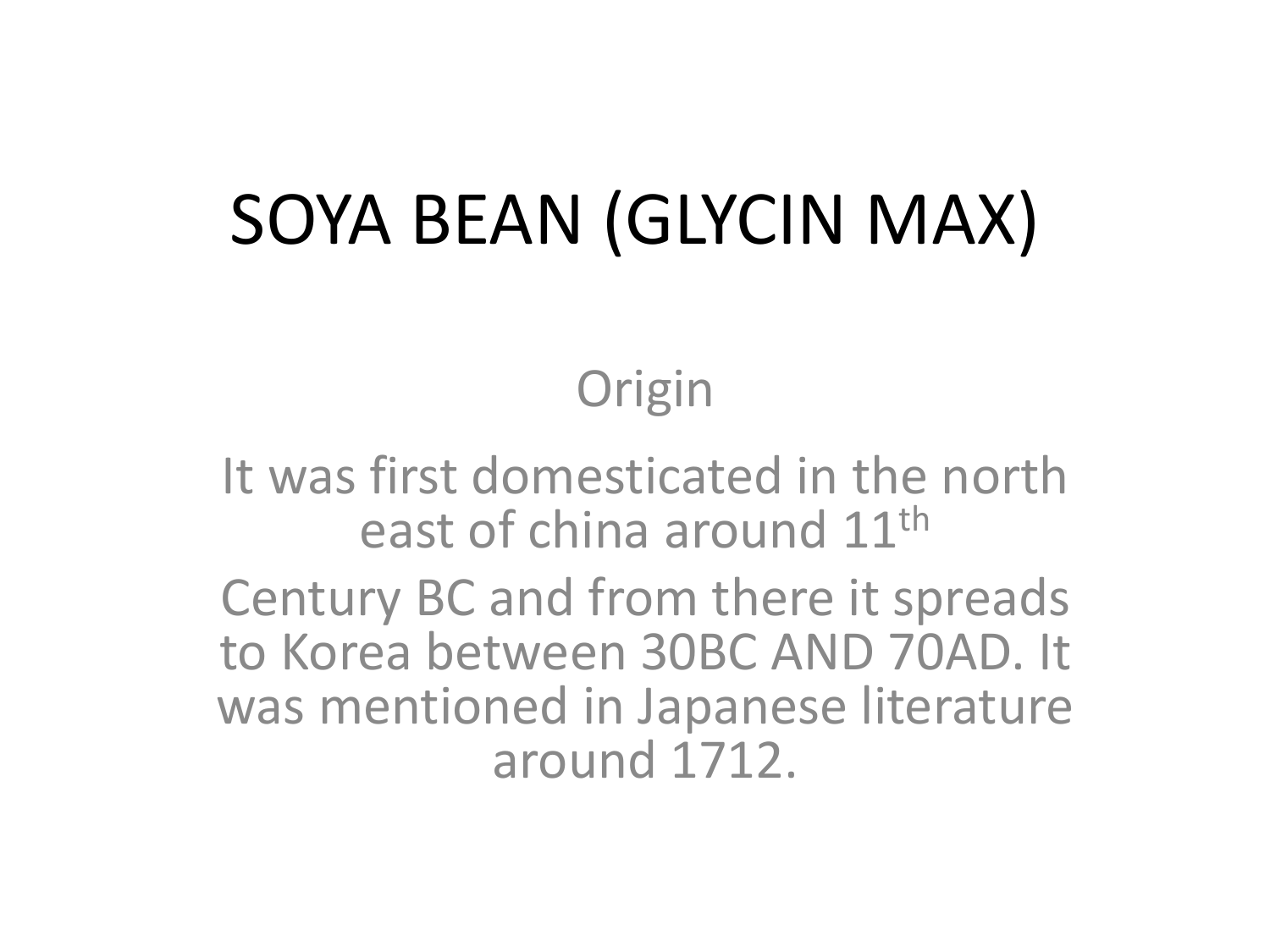# SOYA BEAN (GLYCIN MAX)

Origin

It was first domesticated in the north east of china around 11$^{th}$ Century BC and from there it spreads to Korea between 30BC AND 70AD. It was mentioned in Japanese literature around 1712.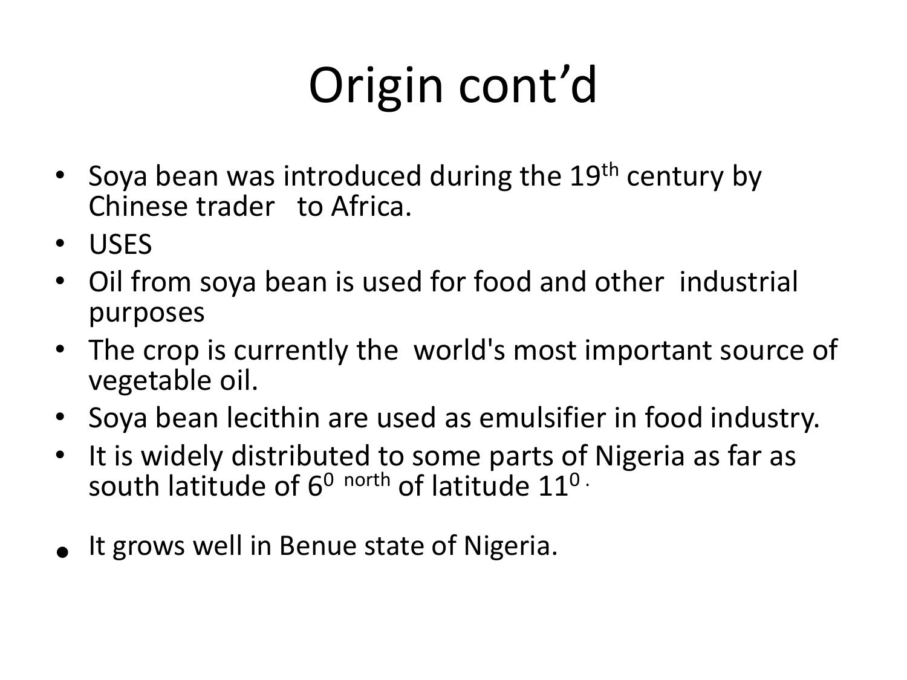# Origin cont'd

- Soya bean was introduced during the $19^{th}$ century by Chinese trader to Africa.
- USES
- Oil from soya bean is used for food and other industrial purposes
- The crop is currently the world's most important source of vegetable oil.
- Soya bean lecithin are used as emulsifier in food industry.
- It is widely distributed to some parts of Nigeria as far as south latitude of $6^0$ $^{north}$ of latitude $11^0$.
- It grows well in Benue state of Nigeria.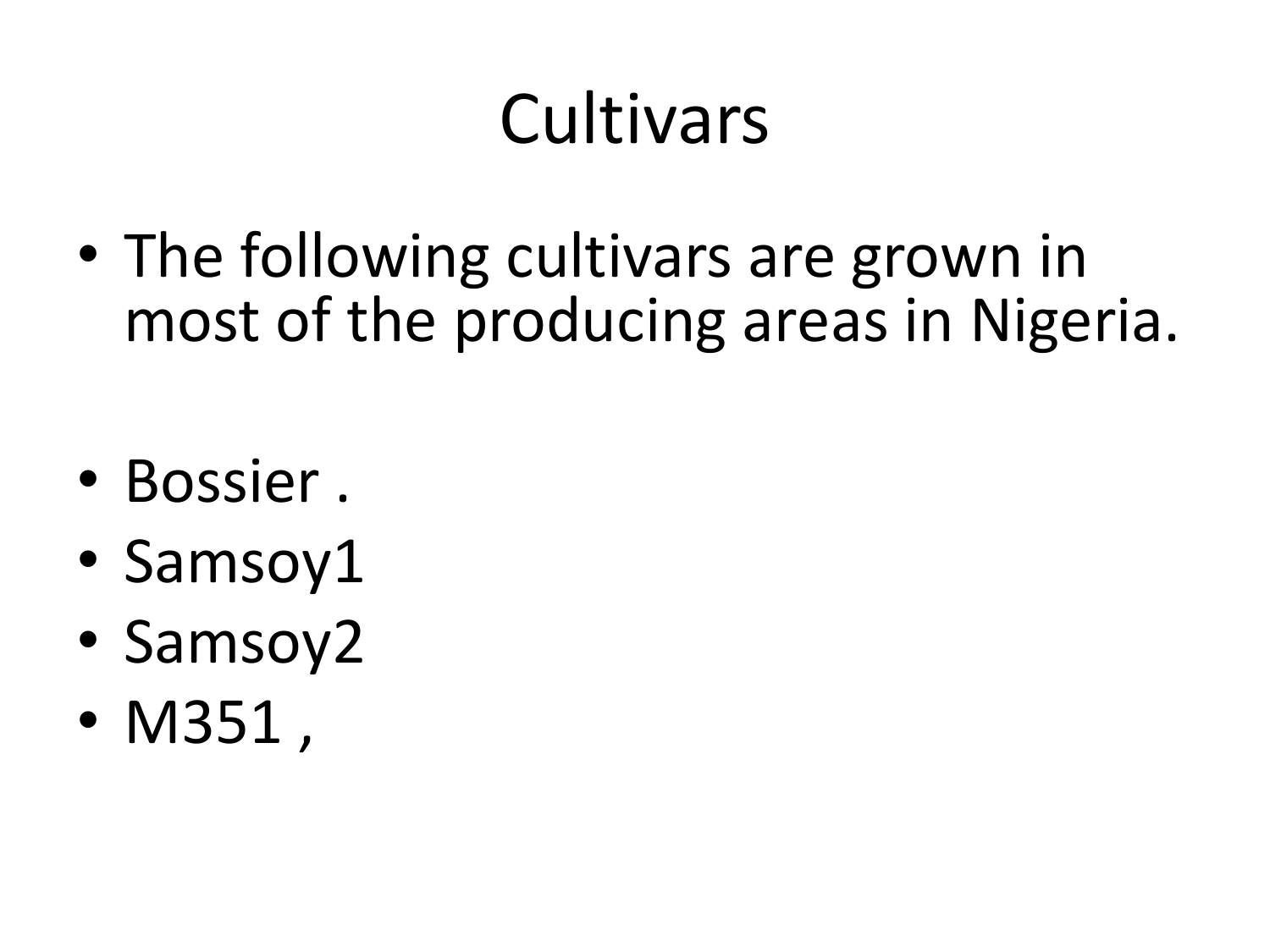# Cultivars

- The following cultivars are grown in most of the producing areas in Nigeria.

- Bossier .
- Samsoy1
- Samsoy2
- M351 ,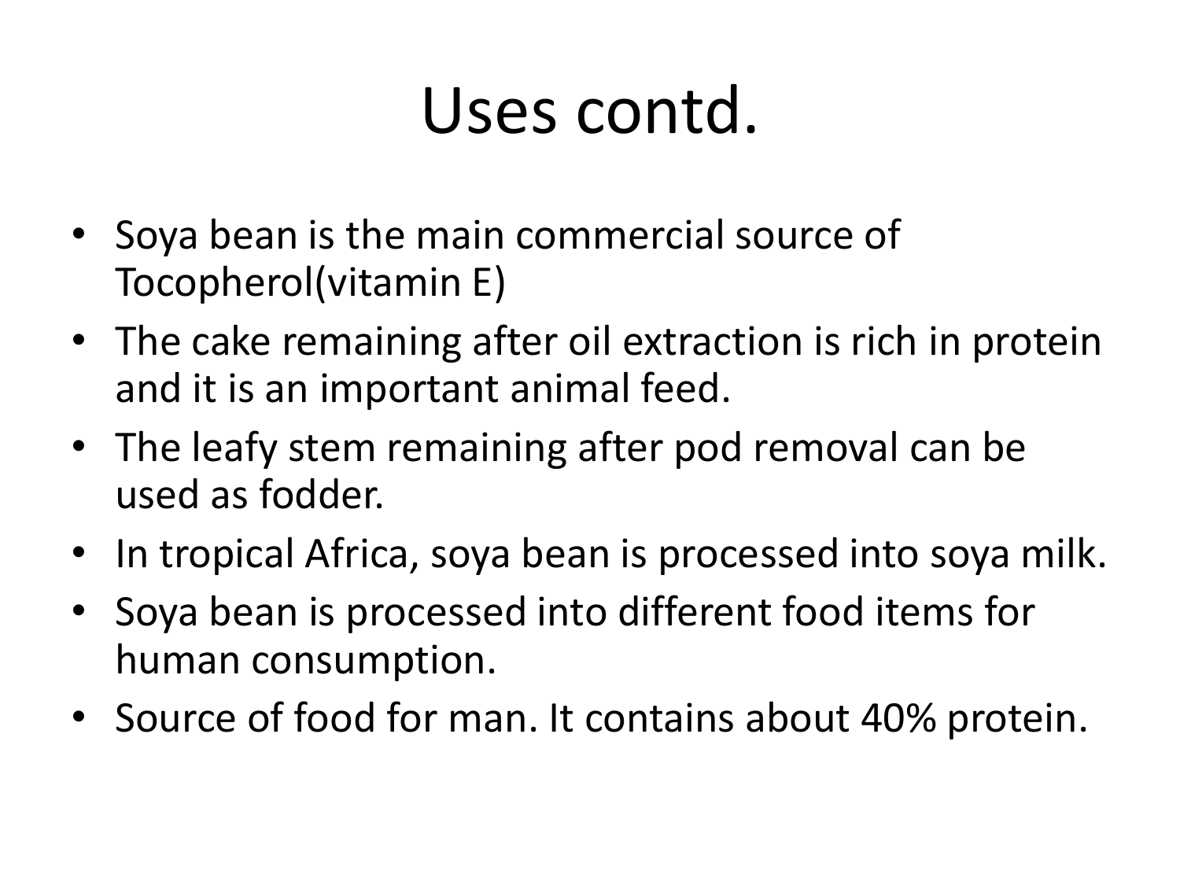# Uses contd.

- Soya bean is the main commercial source of Tocopherol(vitamin E)
- The cake remaining after oil extraction is rich in protein and it is an important animal feed.
- The leafy stem remaining after pod removal can be used as fodder.
- In tropical Africa, soya bean is processed into soya milk.
- Soya bean is processed into different food items for human consumption.
- Source of food for man. It contains about 40% protein.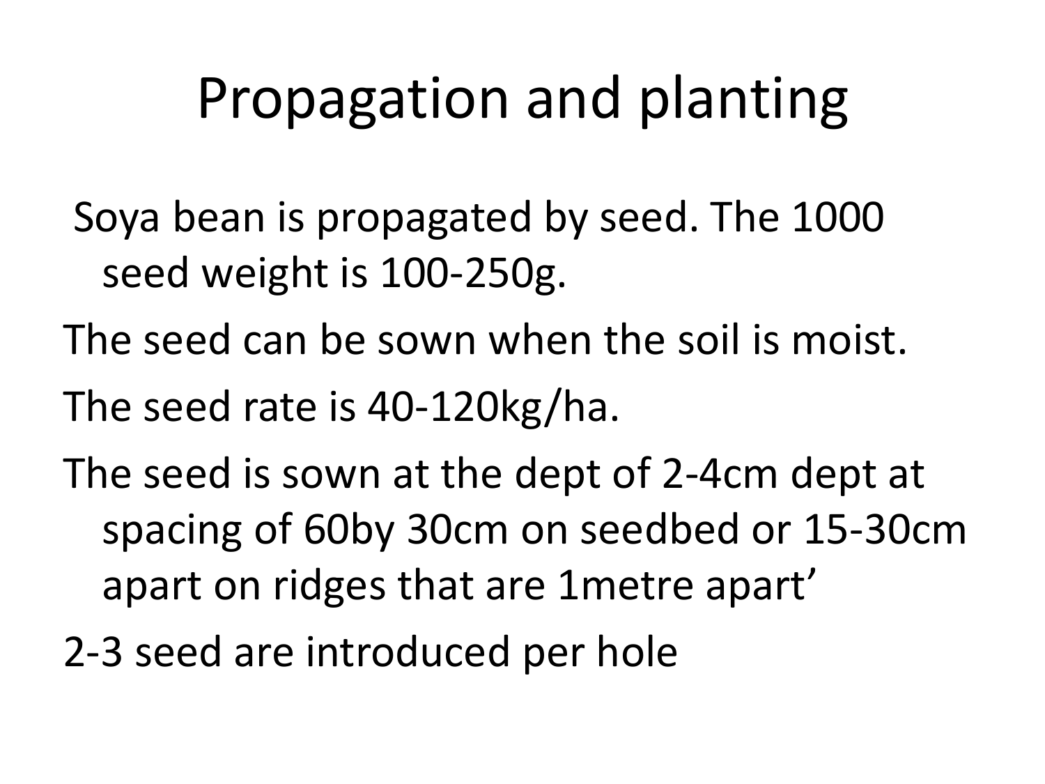# Propagation and planting

Soya bean is propagated by seed. The 1000 seed weight is 100-250g.

The seed can be sown when the soil is moist.

The seed rate is 40-120kg/ha.

The seed is sown at the dept of 2-4cm dept at spacing of 60by 30cm on seedbed or 15-30cm apart on ridges that are 1metre apart'

2-3 seed are introduced per hole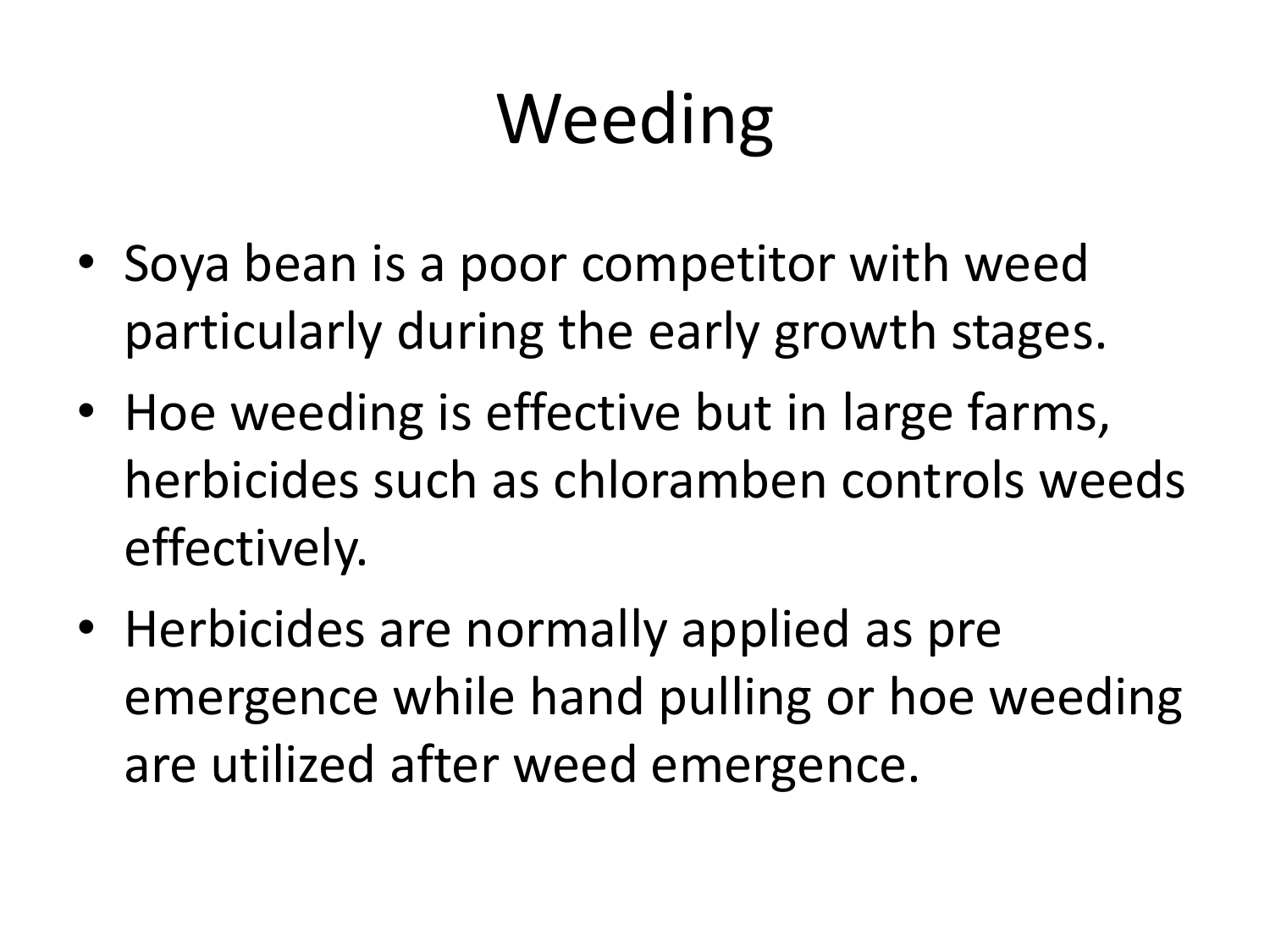# Weeding

- Soya bean is a poor competitor with weed particularly during the early growth stages.
- Hoe weeding is effective but in large farms, herbicides such as chloramben controls weeds effectively.
- Herbicides are normally applied as pre emergence while hand pulling or hoe weeding are utilized after weed emergence.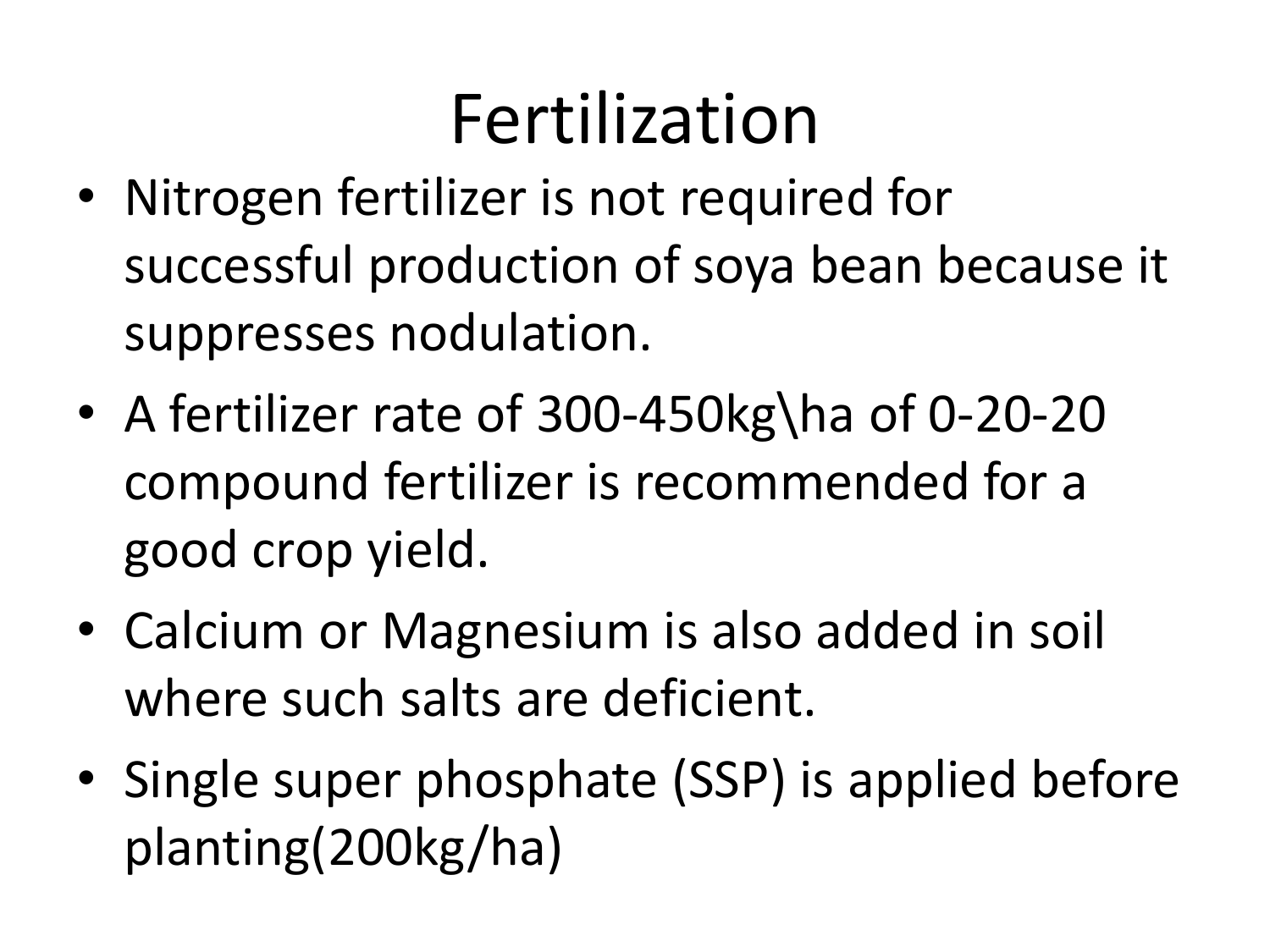# Fertilization

- Nitrogen fertilizer is not required for successful production of soya bean because it suppresses nodulation.
- A fertilizer rate of 300-450kg\ha of 0-20-20 compound fertilizer is recommended for a good crop yield.
- Calcium or Magnesium is also added in soil where such salts are deficient.
- Single super phosphate (SSP) is applied before planting(200kg/ha)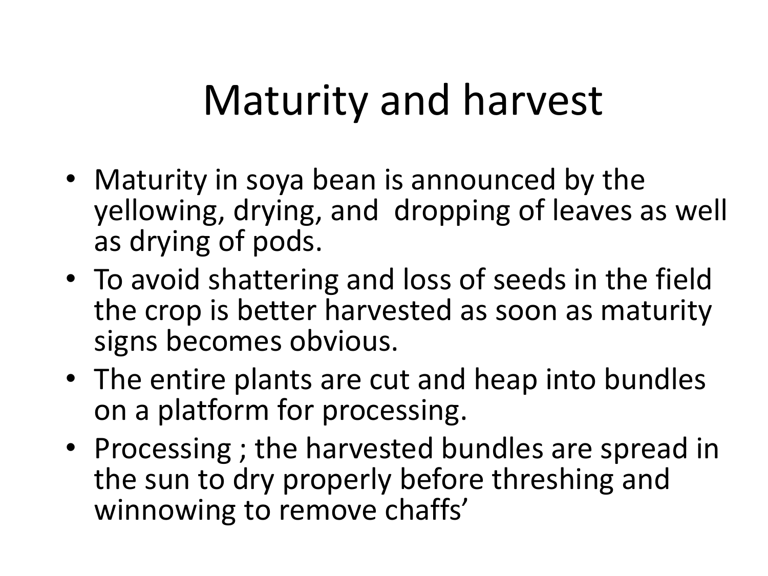# Maturity and harvest

- Maturity in soya bean is announced by the yellowing, drying, and  dropping of leaves as well as drying of pods.
- To avoid shattering and loss of seeds in the field the crop is better harvested as soon as maturity signs becomes obvious.
- The entire plants are cut and heap into bundles on a platform for processing.
- Processing ; the harvested bundles are spread in the sun to dry properly before threshing and winnowing to remove chaffs’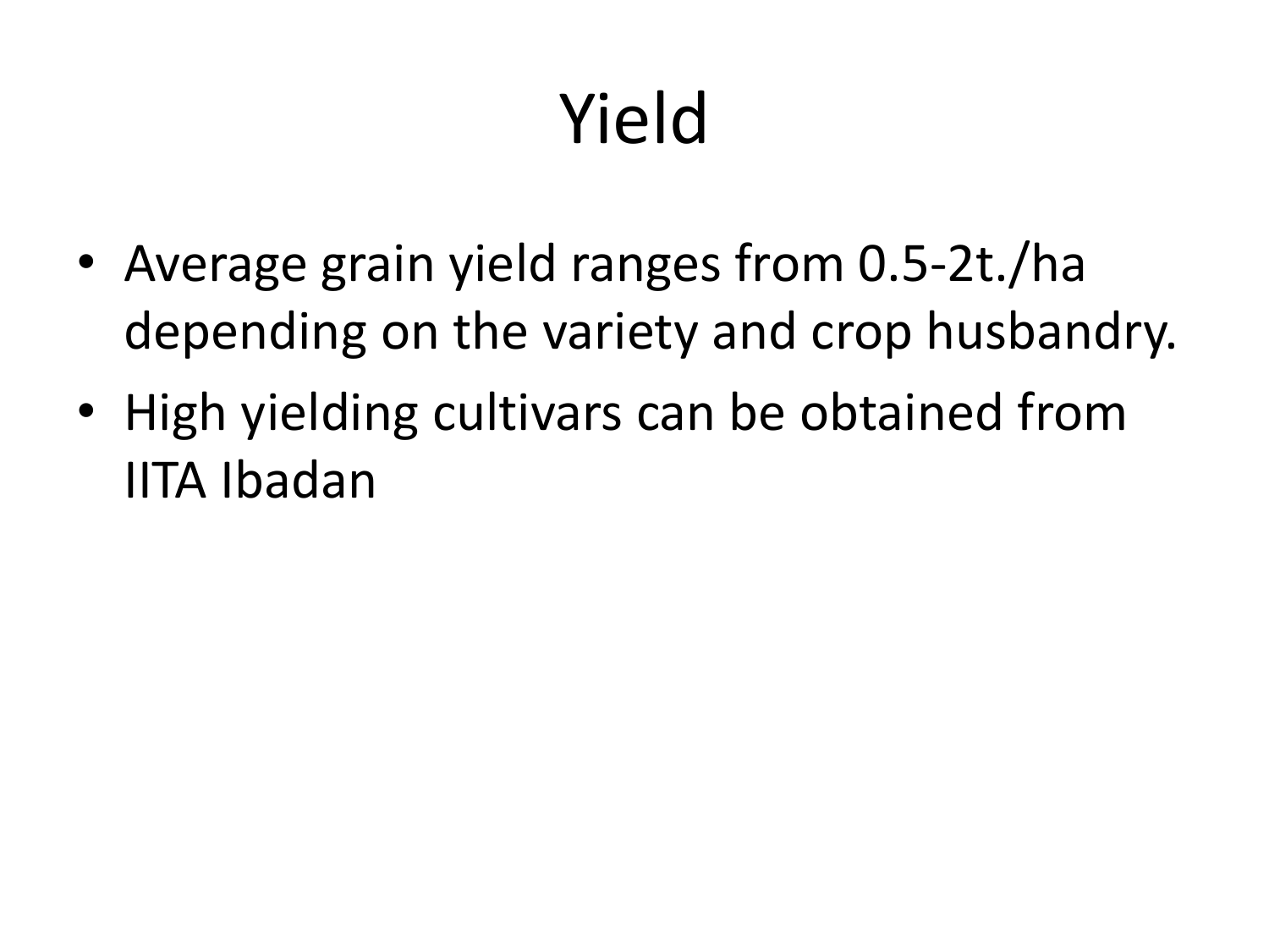# Yield

- Average grain yield ranges from 0.5-2t./ha depending on the variety and crop husbandry.
- High yielding cultivars can be obtained from IITA Ibadan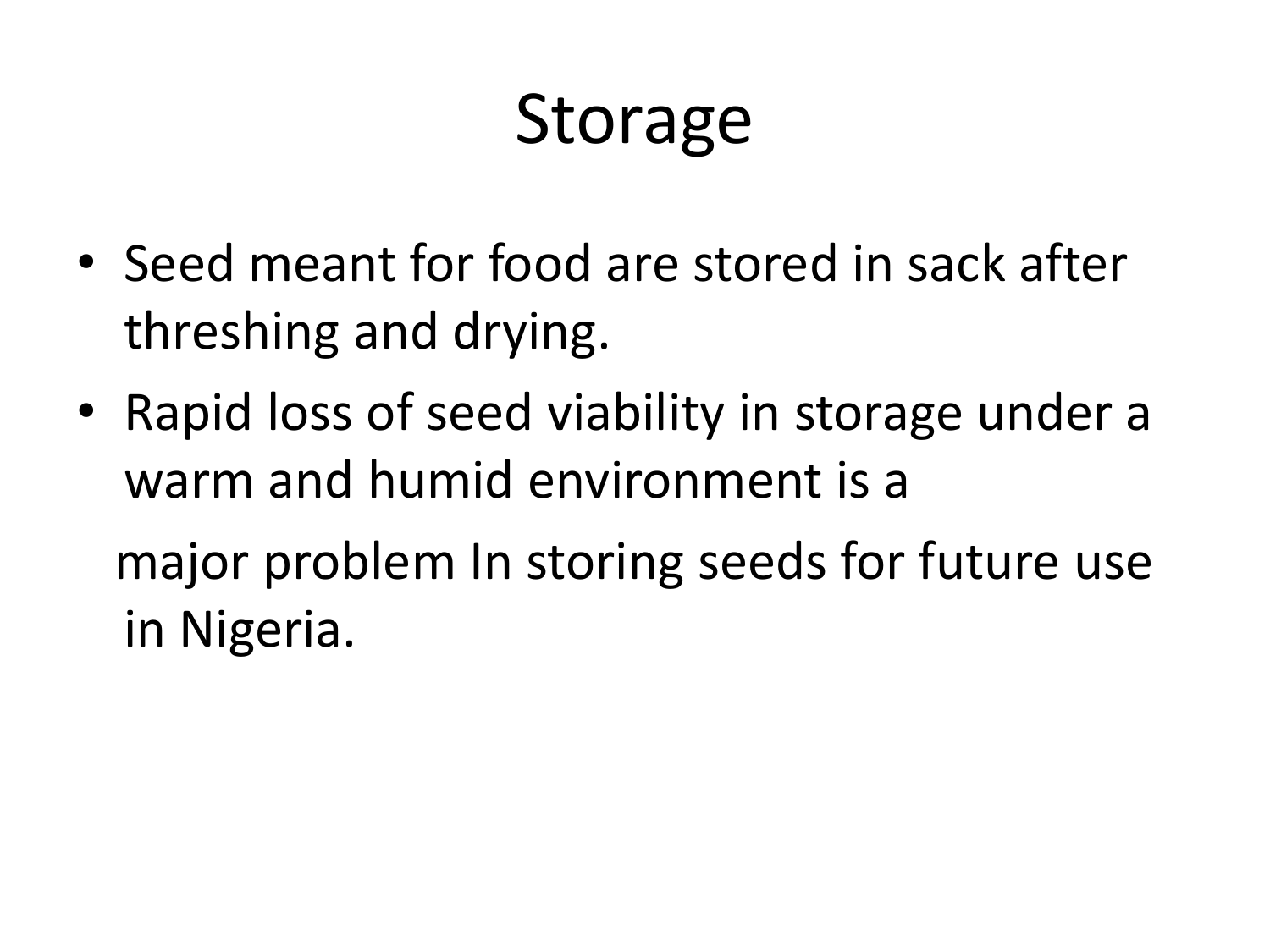# Storage

- Seed meant for food are stored in sack after threshing and drying.
- Rapid loss of seed viability in storage under a warm and humid environment is a major problem In storing seeds for future use in Nigeria.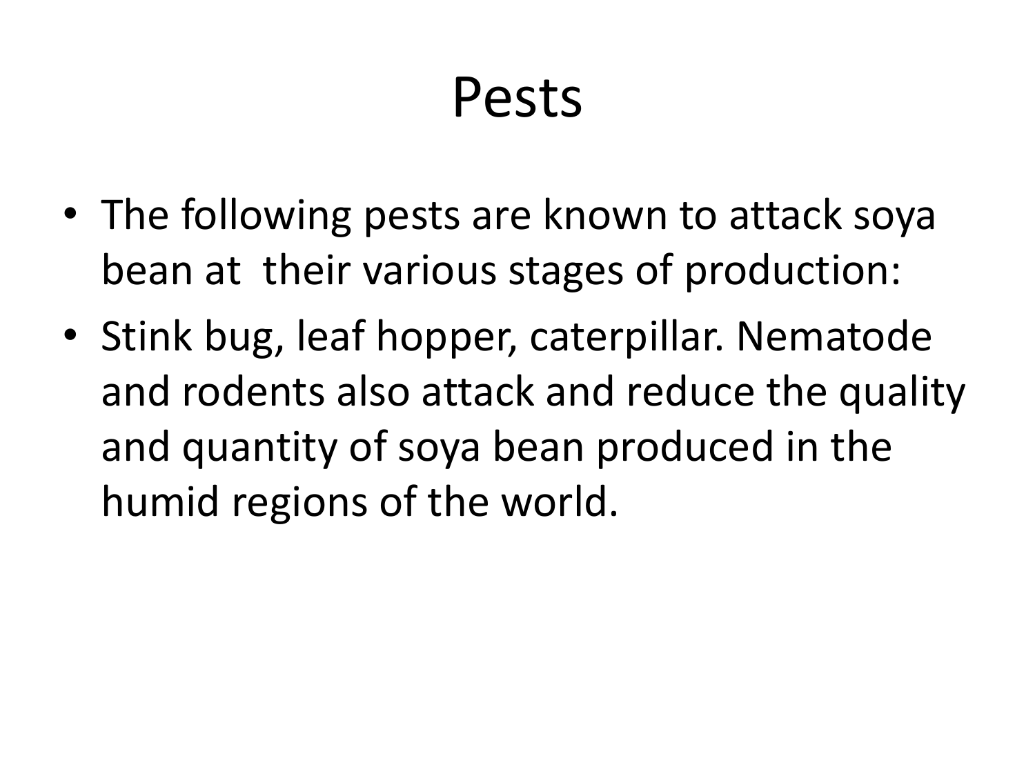# Pests

- The following pests are known to attack soya bean at their various stages of production:
- Stink bug, leaf hopper, caterpillar. Nematode and rodents also attack and reduce the quality and quantity of soya bean produced in the humid regions of the world.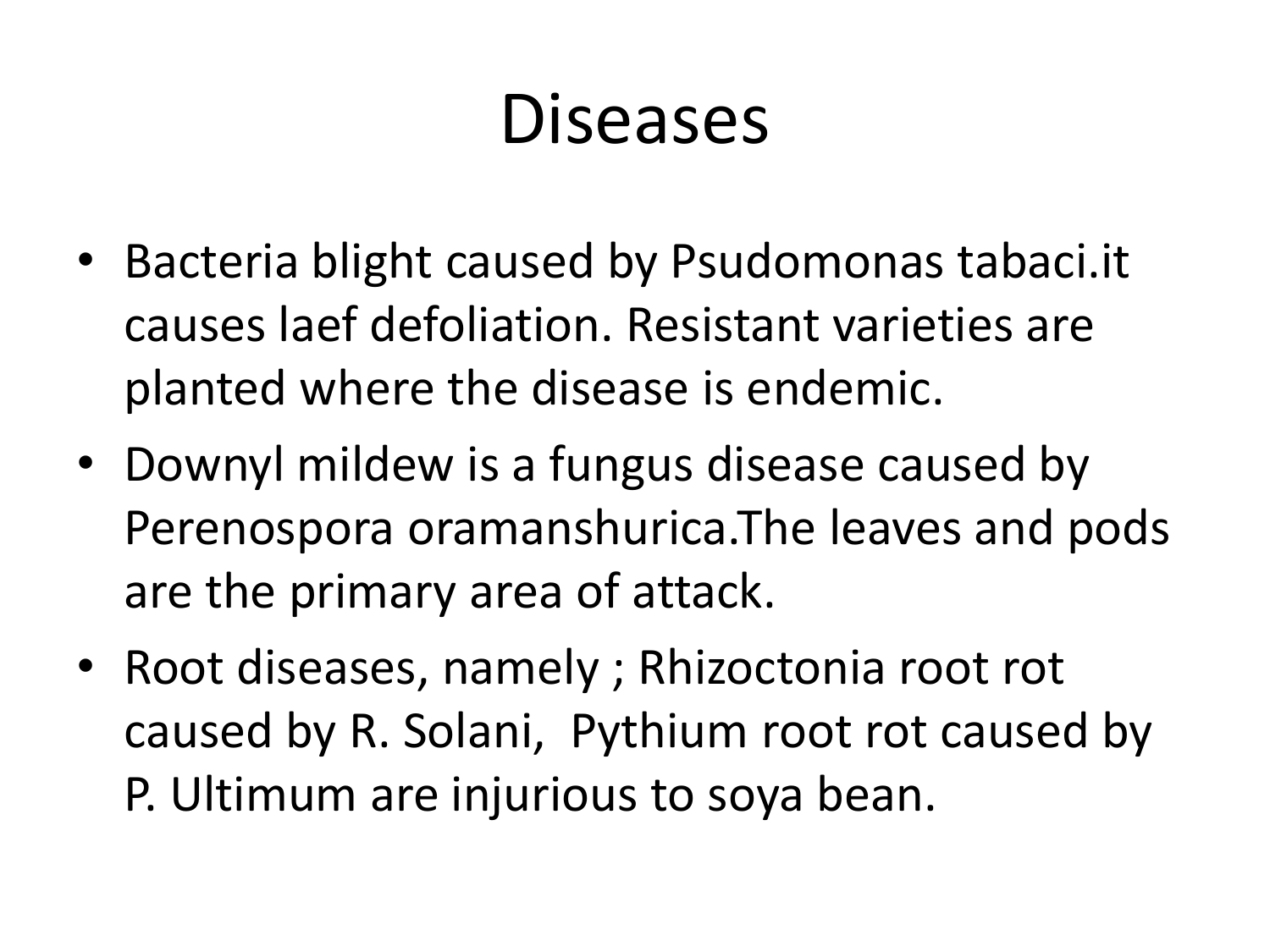# Diseases

- Bacteria blight caused by Psudomonas tabaci.it causes laef defoliation. Resistant varieties are planted where the disease is endemic.
- Downyl mildew is a fungus disease caused by Perenospora oramanshurica.The leaves and pods are the primary area of attack.
- Root diseases, namely ; Rhizoctonia root rot caused by R. Solani, Pythium root rot caused by P. Ultimum are injurious to soya bean.